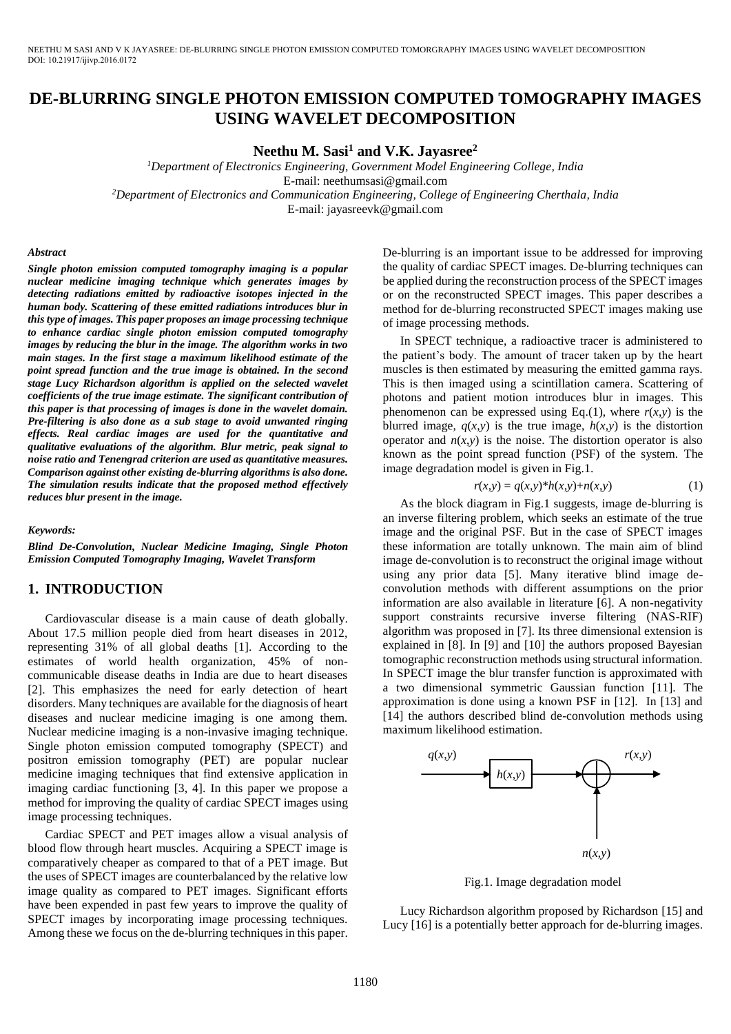# DE-BLURRING SINGLE PHOTON EMISSION COMPUTED TOMOGRAPHY IMAGES USING WAVELET DECOMPOSITION

**Neethu M. Sasi[1] and V.K. Jayasree[2]**

[1]*Department of Electronics Engineering, Government Model Engineering College, India*
E-mail: neethumsasi@gmail.com
[2]*Department of Electronics and Communication Engineering, College of Engineering Cherthala, India*
E-mail: jayasreevk@gmail.com

### *Abstract*

***Single photon emission computed tomography imaging is a popular nuclear medicine imaging technique which generates images by detecting radiations emitted by radioactive isotopes injected in the human body. Scattering of these emitted radiations introduces blur in this type of images. This paper proposes an image processing technique to enhance cardiac single photon emission computed tomography images by reducing the blur in the image. The algorithm works in two main stages. In the first stage a maximum likelihood estimate of the point spread function and the true image is obtained. In the second stage Lucy Richardson algorithm is applied on the selected wavelet coefficients of the true image estimate. The significant contribution of this paper is that processing of images is done in the wavelet domain. Pre-filtering is also done as a sub stage to avoid unwanted ringing effects. Real cardiac images are used for the quantitative and qualitative evaluations of the algorithm. Blur metric, peak signal to noise ratio and Tenengrad criterion are used as quantitative measures. Comparison against other existing de-blurring algorithms is also done. The simulation results indicate that the proposed method effectively reduces blur present in the image.***

### *Keywords:*

***Blind De-Convolution, Nuclear Medicine Imaging, Single Photon Emission Computed Tomography Imaging, Wavelet Transform***

## 1. INTRODUCTION

Cardiovascular disease is a main cause of death globally. About 17.5 million people died from heart diseases in 2012, representing 31% of all global deaths [1]. According to the estimates of world health organization, 45% of non-communicable disease deaths in India are due to heart diseases [2]. This emphasizes the need for early detection of heart disorders. Many techniques are available for the diagnosis of heart diseases and nuclear medicine imaging is one among them. Nuclear medicine imaging is a non-invasive imaging technique. Single photon emission computed tomography (SPECT) and positron emission tomography (PET) are popular nuclear medicine imaging techniques that find extensive application in imaging cardiac functioning [3, 4]. In this paper we propose a method for improving the quality of cardiac SPECT images using image processing techniques.

Cardiac SPECT and PET images allow a visual analysis of blood flow through heart muscles. Acquiring a SPECT image is comparatively cheaper as compared to that of a PET image. But the uses of SPECT images are counterbalanced by the relative low image quality as compared to PET images. Significant efforts have been expended in past few years to improve the quality of SPECT images by incorporating image processing techniques. Among these we focus on the de-blurring techniques in this paper. De-blurring is an important issue to be addressed for improving the quality of cardiac SPECT images. De-blurring techniques can be applied during the reconstruction process of the SPECT images or on the reconstructed SPECT images. This paper describes a method for de-blurring reconstructed SPECT images making use of image processing methods.

In SPECT technique, a radioactive tracer is administered to the patient's body. The amount of tracer taken up by the heart muscles is then estimated by measuring the emitted gamma rays. This is then imaged using a scintillation camera. Scattering of photons and patient motion introduces blur in images. This phenomenon can be expressed using Eq.(1), where $r(x,y)$ is the blurred image, $q(x,y)$ is the true image, $h(x,y)$ is the distortion operator and $n(x,y)$ is the noise. The distortion operator is also known as the point spread function (PSF) of the system. The image degradation model is given in Fig.1.

$$r(x,y) = q(x,y)*h(x,y)+n(x,y) \tag{1}$$

As the block diagram in Fig.1 suggests, image de-blurring is an inverse filtering problem, which seeks an estimate of the true image and the original PSF. But in the case of SPECT images these information are totally unknown. The main aim of blind image de-convolution is to reconstruct the original image without using any prior data [5]. Many iterative blind image de-convolution methods with different assumptions on the prior information are also available in literature [6]. A non-negativity support constraints recursive inverse filtering (NAS-RIF) algorithm was proposed in [7]. Its three dimensional extension is explained in [8]. In [9] and [10] the authors proposed Bayesian tomographic reconstruction methods using structural information. In SPECT image the blur transfer function is approximated with a two dimensional symmetric Gaussian function [11]. The approximation is done using a known PSF in [12]. In [13] and [14] the authors described blind de-convolution methods using maximum likelihood estimation.

$q(x,y)$ → $h(x,y)$ → ⊕ → $r(x,y)$, with $n(x,y)$ added at ⊕

Fig.1. Image degradation model

Lucy Richardson algorithm proposed by Richardson [15] and Lucy [16] is a potentially better approach for de-blurring images.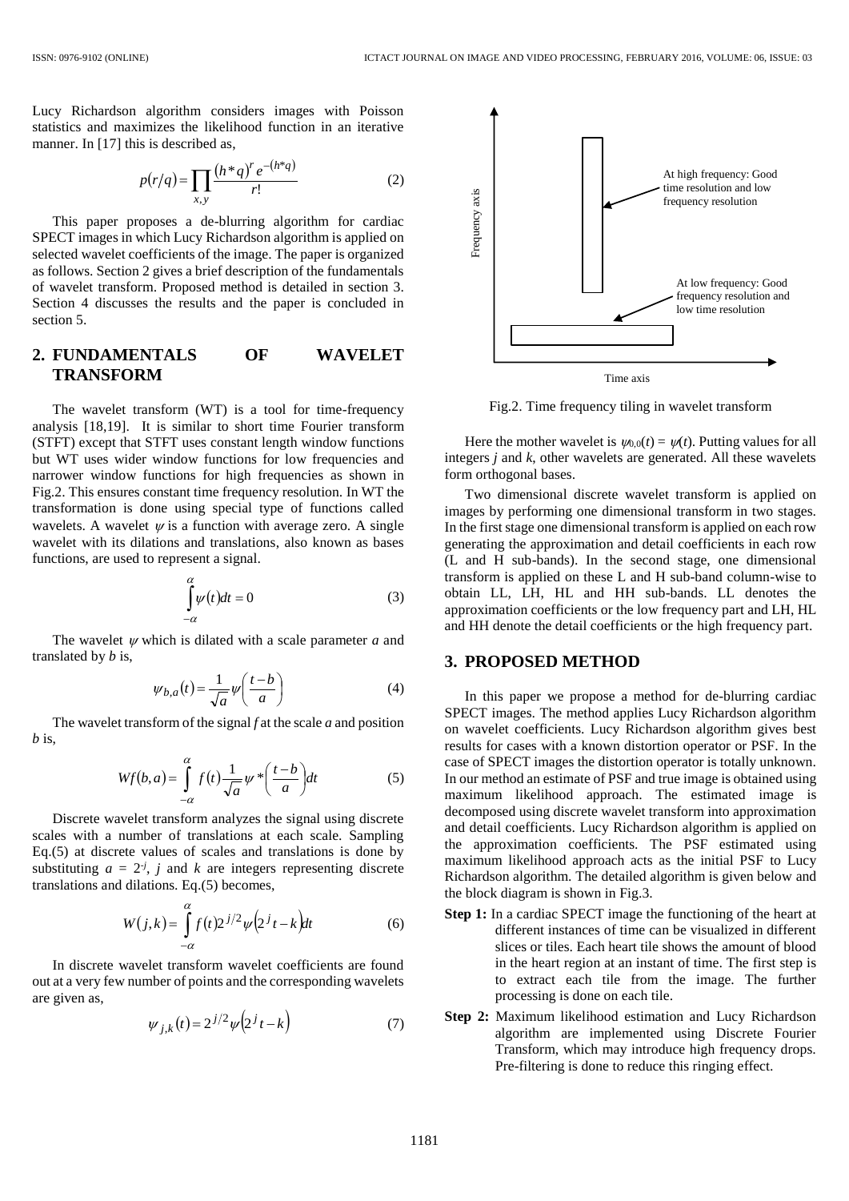Lucy Richardson algorithm considers images with Poisson statistics and maximizes the likelihood function in an iterative manner. In [17] this is described as,

$$p(r/q) = \prod_{x,y} \frac{(h*q)^r e^{-(h*q)}}{r!} \tag{2}$$

This paper proposes a de-blurring algorithm for cardiac SPECT images in which Lucy Richardson algorithm is applied on selected wavelet coefficients of the image. The paper is organized as follows. Section 2 gives a brief description of the fundamentals of wavelet transform. Proposed method is detailed in section 3. Section 4 discusses the results and the paper is concluded in section 5.

## 2. FUNDAMENTALS OF WAVELET TRANSFORM

The wavelet transform (WT) is a tool for time-frequency analysis [18,19]. It is similar to short time Fourier transform (STFT) except that STFT uses constant length window functions but WT uses wider window functions for low frequencies and narrower window functions for high frequencies as shown in Fig.2. This ensures constant time frequency resolution. In WT the transformation is done using special type of functions called wavelets. A wavelet $\psi$ is a function with average zero. A single wavelet with its dilations and translations, also known as bases functions, are used to represent a signal.

$$\int_{-\alpha}^{\alpha} \psi(t)dt = 0 \tag{3}$$

The wavelet $\psi$ which is dilated with a scale parameter $a$ and translated by $b$ is,

$$\psi_{b,a}(t) = \frac{1}{\sqrt{a}} \psi\left(\frac{t-b}{a}\right) \tag{4}$$

The wavelet transform of the signal $f$ at the scale $a$ and position $b$ is,

$$Wf(b,a) = \int_{-\alpha}^{\alpha} f(t) \frac{1}{\sqrt{a}} \psi^*\left(\frac{t-b}{a}\right) dt \tag{5}$$

Discrete wavelet transform analyzes the signal using discrete scales with a number of translations at each scale. Sampling Eq.(5) at discrete values of scales and translations is done by substituting $a = 2^{-j}$, $j$ and $k$ are integers representing discrete translations and dilations. Eq.(5) becomes,

$$W(j,k) = \int_{-\alpha}^{\alpha} f(t) 2^{j/2} \psi\left(2^j t - k\right) dt \tag{6}$$

In discrete wavelet transform wavelet coefficients are found out at a very few number of points and the corresponding wavelets are given as,

$$\psi_{j,k}(t) = 2^{j/2} \psi\left(2^j t - k\right) \tag{7}$$

Fig.2. Time frequency tiling in wavelet transform

Here the mother wavelet is $\psi_{0,0}(t) = \psi(t)$. Putting values for all integers $j$ and $k$, other wavelets are generated. All these wavelets form orthogonal bases.

Two dimensional discrete wavelet transform is applied on images by performing one dimensional transform in two stages. In the first stage one dimensional transform is applied on each row generating the approximation and detail coefficients in each row (L and H sub-bands). In the second stage, one dimensional transform is applied on these L and H sub-band column-wise to obtain LL, LH, HL and HH sub-bands. LL denotes the approximation coefficients or the low frequency part and LH, HL and HH denote the detail coefficients or the high frequency part.

## 3. PROPOSED METHOD

In this paper we propose a method for de-blurring cardiac SPECT images. The method applies Lucy Richardson algorithm on wavelet coefficients. Lucy Richardson algorithm gives best results for cases with a known distortion operator or PSF. In the case of SPECT images the distortion operator is totally unknown. In our method an estimate of PSF and true image is obtained using maximum likelihood approach. The estimated image is decomposed using discrete wavelet transform into approximation and detail coefficients. Lucy Richardson algorithm is applied on the approximation coefficients. The PSF estimated using maximum likelihood approach acts as the initial PSF to Lucy Richardson algorithm. The detailed algorithm is given below and the block diagram is shown in Fig.3.

- **Step 1:** In a cardiac SPECT image the functioning of the heart at different instances of time can be visualized in different slices or tiles. Each heart tile shows the amount of blood in the heart region at an instant of time. The first step is to extract each tile from the image. The further processing is done on each tile.
- **Step 2:** Maximum likelihood estimation and Lucy Richardson algorithm are implemented using Discrete Fourier Transform, which may introduce high frequency drops. Pre-filtering is done to reduce this ringing effect.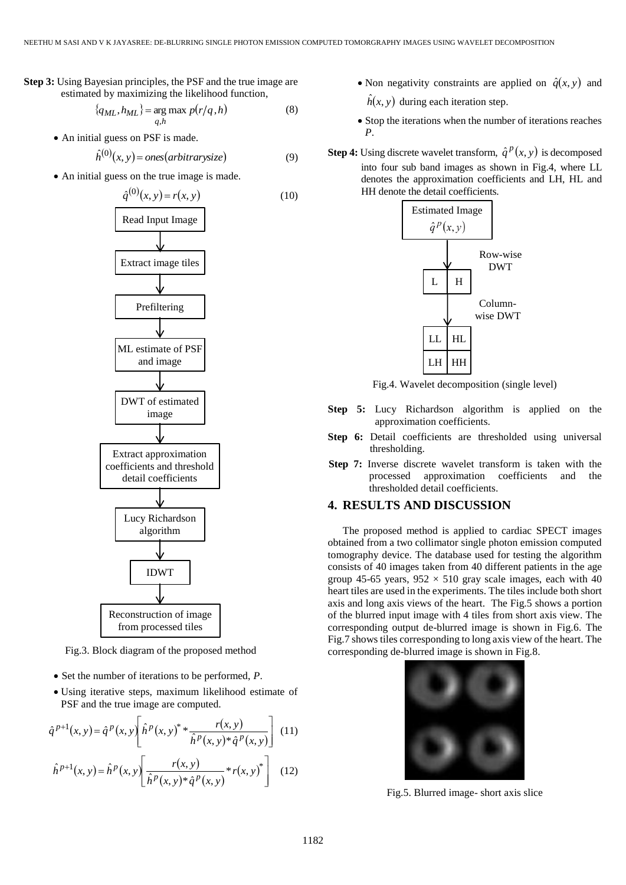**Step 3:** Using Bayesian principles, the PSF and the true image are estimated by maximizing the likelihood function,

$$\{q_{ML}, h_{ML}\} = \arg\max_{q,h} p(r/q,h) \tag{8}$$

- An initial guess on PSF is made.

$$\hat{h}^{(0)}(x,y) = ones(arbitrarysize) \tag{9}$$

- An initial guess on the true image is made.

$$\hat{q}^{(0)}(x,y) = r(x,y) \tag{10}$$

Read Input Image → Extract image tiles → Prefiltering → ML estimate of PSF and image → DWT of estimated image → Extract approximation coefficients and threshold detail coefficients → Lucy Richardson algorithm → IDWT → Reconstruction of image from processed tiles

Fig.3. Block diagram of the proposed method

- Set the number of iterations to be performed, $P$.
- Using iterative steps, maximum likelihood estimate of PSF and the true image are computed.

$$\hat{q}^{p+1}(x,y) = \hat{q}^{p}(x,y)\left[\hat{h}^{p}(x,y)^{*} * \frac{r(x,y)}{\hat{h}^{p}(x,y) * \hat{q}^{p}(x,y)}\right] \tag{11}$$

$$\hat{h}^{p+1}(x,y) = \hat{h}^{p}(x,y)\left[\frac{r(x,y)}{\hat{h}^{p}(x,y) * \hat{q}^{p}(x,y)} * r(x,y)^{*}\right] \tag{12}$$

- Non negativity constraints are applied on $\hat{q}(x,y)$ and $\hat{h}(x,y)$ during each iteration step.
- Stop the iterations when the number of iterations reaches $P$.

**Step 4:** Using discrete wavelet transform, $\hat{q}^{p}(x,y)$ is decomposed into four sub band images as shown in Fig.4, where LL denotes the approximation coefficients and LH, HL and HH denote the detail coefficients.

Estimated Image $\hat{q}^{p}(x,y)$ → Row-wise DWT → L | H → Column-wise DWT → LL | HL / LH | HH

Fig.4. Wavelet decomposition (single level)

**Step 5:** Lucy Richardson algorithm is applied on the approximation coefficients.

**Step 6:** Detail coefficients are thresholded using universal thresholding.

**Step 7:** Inverse discrete wavelet transform is taken with the processed approximation coefficients and the thresholded detail coefficients.

## 4. RESULTS AND DISCUSSION

The proposed method is applied to cardiac SPECT images obtained from a two collimator single photon emission computed tomography device. The database used for testing the algorithm consists of 40 images taken from 40 different patients in the age group 45-65 years, $952 \times 510$ gray scale images, each with 40 heart tiles are used in the experiments. The tiles include both short axis and long axis views of the heart. The Fig.5 shows a portion of the blurred input image with 4 tiles from short axis view. The corresponding output de-blurred image is shown in Fig.6. The Fig.7 shows tiles corresponding to long axis view of the heart. The corresponding de-blurred image is shown in Fig.8.

Fig.5. Blurred image- short axis slice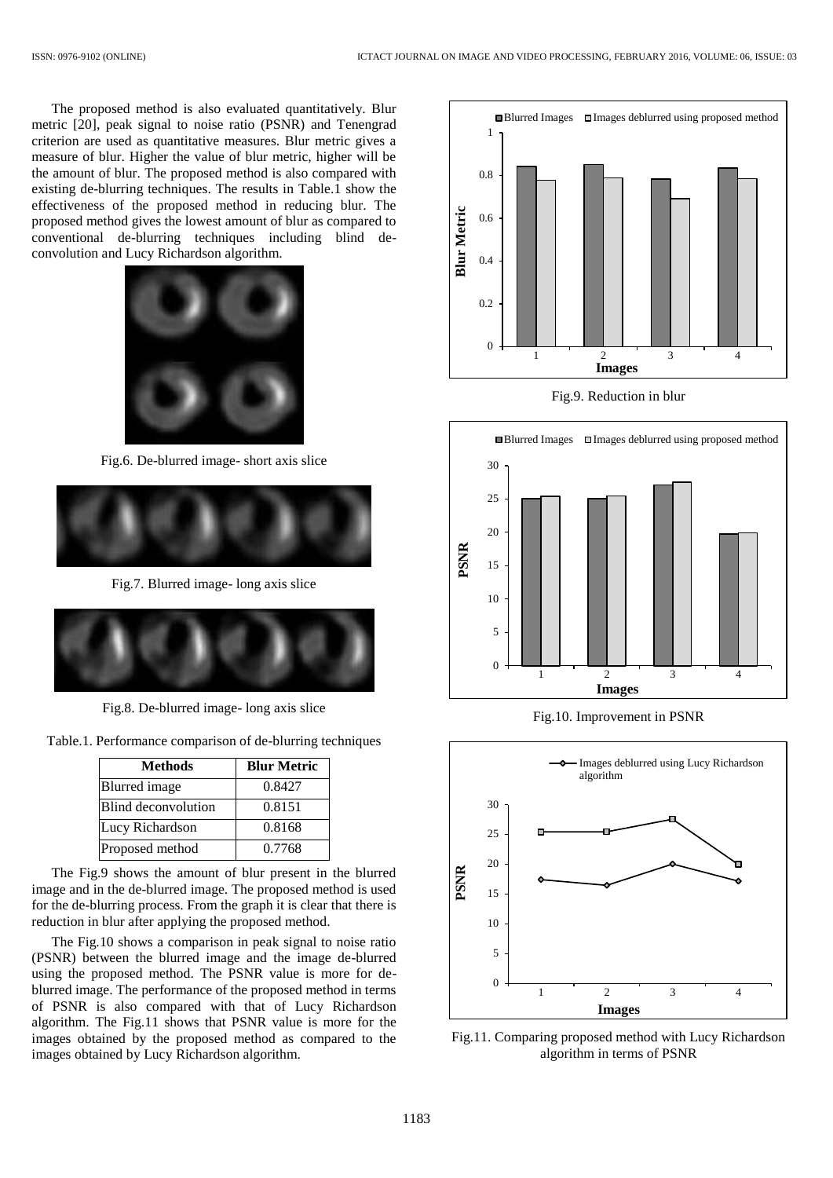The proposed method is also evaluated quantitatively. Blur metric [20], peak signal to noise ratio (PSNR) and Tenengrad criterion are used as quantitative measures. Blur metric gives a measure of blur. Higher the value of blur metric, higher will be the amount of blur. The proposed method is also compared with existing de-blurring techniques. The results in Table.1 show the effectiveness of the proposed method in reducing blur. The proposed method gives the lowest amount of blur as compared to conventional de-blurring techniques including blind de-convolution and Lucy Richardson algorithm.

Fig.6. De-blurred image- short axis slice

Fig.7. Blurred image- long axis slice

Fig.8. De-blurred image- long axis slice

Table.1. Performance comparison of de-blurring techniques

| Methods | Blur Metric |
|---|---|
| Blurred image | 0.8427 |
| Blind deconvolution | 0.8151 |
| Lucy Richardson | 0.8168 |
| Proposed method | 0.7768 |

The Fig.9 shows the amount of blur present in the blurred image and in the de-blurred image. The proposed method is used for the de-blurring process. From the graph it is clear that there is reduction in blur after applying the proposed method.

The Fig.10 shows a comparison in peak signal to noise ratio (PSNR) between the blurred image and the image de-blurred using the proposed method. The PSNR value is more for de-blurred image. The performance of the proposed method in terms of PSNR is also compared with that of Lucy Richardson algorithm. The Fig.11 shows that PSNR value is more for the images obtained by the proposed method as compared to the images obtained by Lucy Richardson algorithm.

Fig.9. Reduction in blur

Fig.10. Improvement in PSNR

Fig.11. Comparing proposed method with Lucy Richardson algorithm in terms of PSNR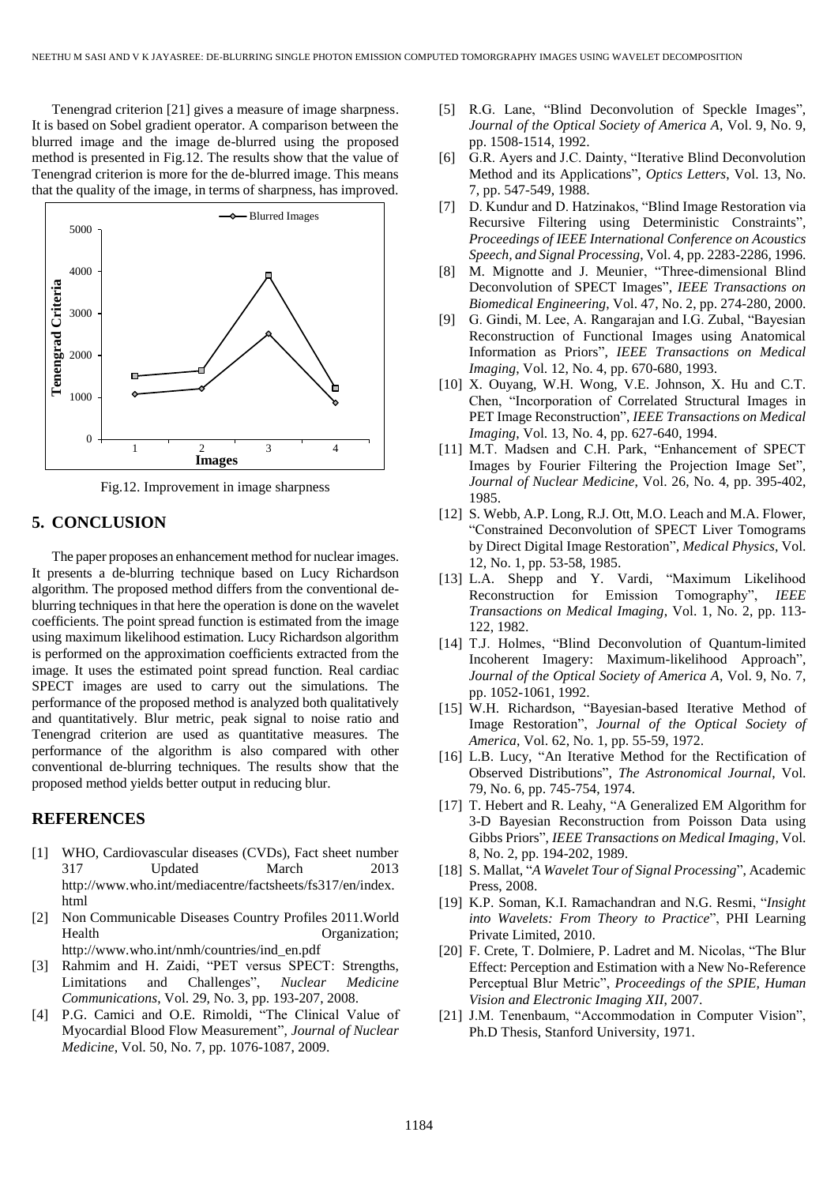Tenengrad criterion [21] gives a measure of image sharpness. It is based on Sobel gradient operator. A comparison between the blurred image and the image de-blurred using the proposed method is presented in Fig.12. The results show that the value of Tenengrad criterion is more for the de-blurred image. This means that the quality of the image, in terms of sharpness, has improved.

Blurred Images

5000
4000
3000
2000
1000
0

Tenengrad Criteria

1
2
3
4

Images

Fig.12. Improvement in image sharpness

## 5. CONCLUSION

The paper proposes an enhancement method for nuclear images. It presents a de-blurring technique based on Lucy Richardson algorithm. The proposed method differs from the conventional de-blurring techniques in that here the operation is done on the wavelet coefficients. The point spread function is estimated from the image using maximum likelihood estimation. Lucy Richardson algorithm is performed on the approximation coefficients extracted from the image. It uses the estimated point spread function. Real cardiac SPECT images are used to carry out the simulations. The performance of the proposed method is analyzed both qualitatively and quantitatively. Blur metric, peak signal to noise ratio and Tenengrad criterion are used as quantitative measures. The performance of the algorithm is also compared with other conventional de-blurring techniques. The results show that the proposed method yields better output in reducing blur.

## REFERENCES

[1] WHO, Cardiovascular diseases (CVDs), Fact sheet number 317 Updated March 2013 http://www.who.int/mediacentre/factsheets/fs317/en/index.html

[2] Non Communicable Diseases Country Profiles 2011.World Health Organization; http://www.who.int/nmh/countries/ind_en.pdf

[3] Rahmim and H. Zaidi, "PET versus SPECT: Strengths, Limitations and Challenges", *Nuclear Medicine Communications*, Vol. 29, No. 3, pp. 193-207, 2008.

[4] P.G. Camici and O.E. Rimoldi, "The Clinical Value of Myocardial Blood Flow Measurement", *Journal of Nuclear Medicine*, Vol. 50, No. 7, pp. 1076-1087, 2009.

[5] R.G. Lane, "Blind Deconvolution of Speckle Images", *Journal of the Optical Society of America A*, Vol. 9, No. 9, pp. 1508-1514, 1992.

[6] G.R. Ayers and J.C. Dainty, "Iterative Blind Deconvolution Method and its Applications", *Optics Letters*, Vol. 13, No. 7, pp. 547-549, 1988.

[7] D. Kundur and D. Hatzinakos, "Blind Image Restoration via Recursive Filtering using Deterministic Constraints", *Proceedings of IEEE International Conference on Acoustics Speech, and Signal Processing*, Vol. 4, pp. 2283-2286, 1996.

[8] M. Mignotte and J. Meunier, "Three-dimensional Blind Deconvolution of SPECT Images", *IEEE Transactions on Biomedical Engineering*, Vol. 47, No. 2, pp. 274-280, 2000.

[9] G. Gindi, M. Lee, A. Rangarajan and I.G. Zubal, "Bayesian Reconstruction of Functional Images using Anatomical Information as Priors", *IEEE Transactions on Medical Imaging*, Vol. 12, No. 4, pp. 670-680, 1993.

[10] X. Ouyang, W.H. Wong, V.E. Johnson, X. Hu and C.T. Chen, "Incorporation of Correlated Structural Images in PET Image Reconstruction", *IEEE Transactions on Medical Imaging*, Vol. 13, No. 4, pp. 627-640, 1994.

[11] M.T. Madsen and C.H. Park, "Enhancement of SPECT Images by Fourier Filtering the Projection Image Set", *Journal of Nuclear Medicine*, Vol. 26, No. 4, pp. 395-402, 1985.

[12] S. Webb, A.P. Long, R.J. Ott, M.O. Leach and M.A. Flower, "Constrained Deconvolution of SPECT Liver Tomograms by Direct Digital Image Restoration", *Medical Physics*, Vol. 12, No. 1, pp. 53-58, 1985.

[13] L.A. Shepp and Y. Vardi, "Maximum Likelihood Reconstruction for Emission Tomography", *IEEE Transactions on Medical Imaging*, Vol. 1, No. 2, pp. 113-122, 1982.

[14] T.J. Holmes, "Blind Deconvolution of Quantum-limited Incoherent Imagery: Maximum-likelihood Approach", *Journal of the Optical Society of America A*, Vol. 9, No. 7, pp. 1052-1061, 1992.

[15] W.H. Richardson, "Bayesian-based Iterative Method of Image Restoration", *Journal of the Optical Society of America*, Vol. 62, No. 1, pp. 55-59, 1972.

[16] L.B. Lucy, "An Iterative Method for the Rectification of Observed Distributions", *The Astronomical Journal*, Vol. 79, No. 6, pp. 745-754, 1974.

[17] T. Hebert and R. Leahy, "A Generalized EM Algorithm for 3-D Bayesian Reconstruction from Poisson Data using Gibbs Priors", *IEEE Transactions on Medical Imaging*, Vol. 8, No. 2, pp. 194-202, 1989.

[18] S. Mallat, "*A Wavelet Tour of Signal Processing*", Academic Press, 2008.

[19] K.P. Soman, K.I. Ramachandran and N.G. Resmi, "*Insight into Wavelets: From Theory to Practice*", PHI Learning Private Limited, 2010.

[20] F. Crete, T. Dolmiere, P. Ladret and M. Nicolas, "The Blur Effect: Perception and Estimation with a New No-Reference Perceptual Blur Metric", *Proceedings of the SPIE, Human Vision and Electronic Imaging XII*, 2007.

[21] J.M. Tenenbaum, "Accommodation in Computer Vision", Ph.D Thesis, Stanford University, 1971.